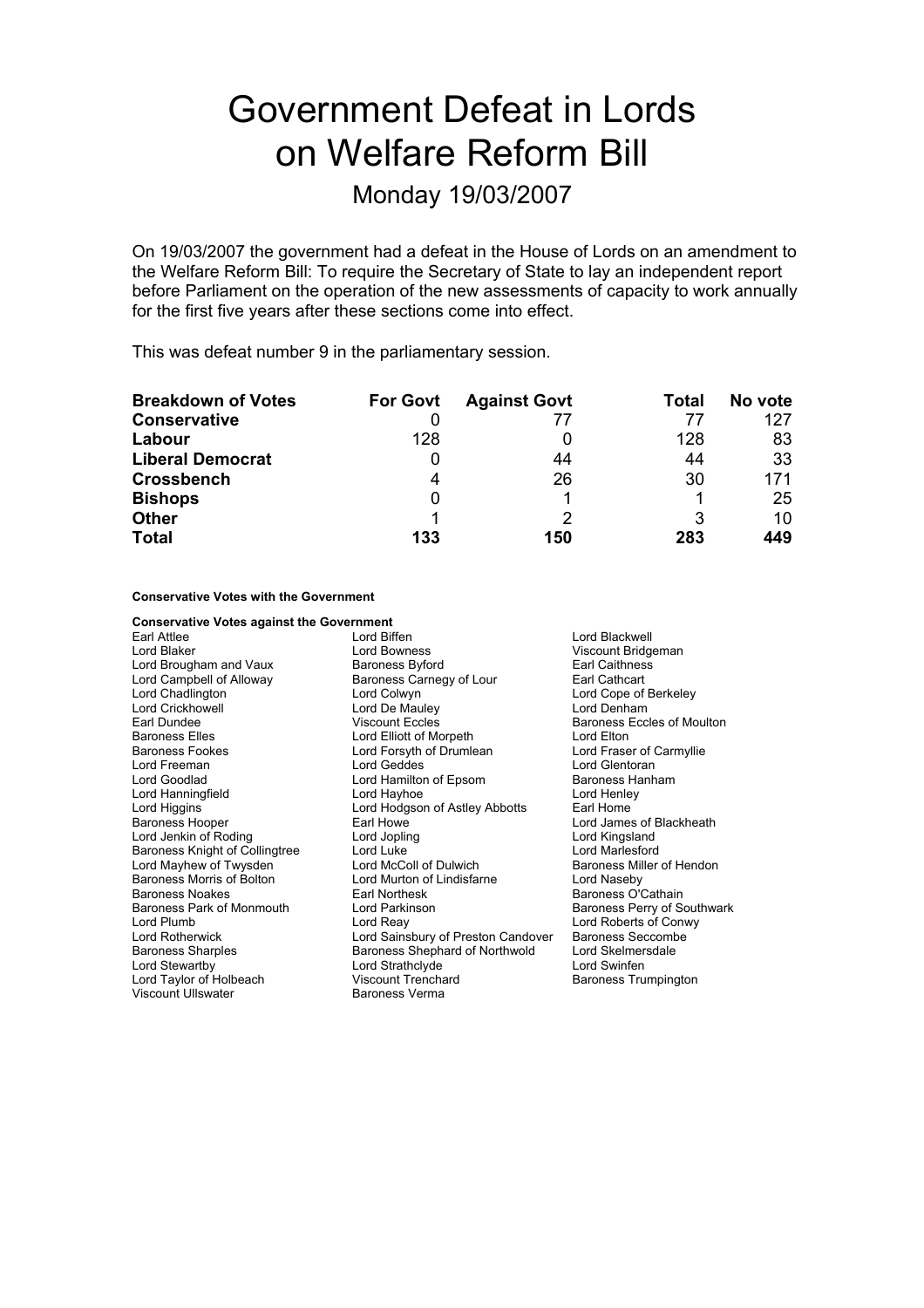# Government Defeat in Lords on Welfare Reform Bill

## Monday 19/03/2007

On 19/03/2007 the government had a defeat in the House of Lords on an amendment to the Welfare Reform Bill: To require the Secretary of State to lay an independent report before Parliament on the operation of the new assessments of capacity to work annually for the first five years after these sections come into effect.

This was defeat number 9 in the parliamentary session.

| Breakdown of Votes | For Govt | Against Govt | Total | No vote |
|---|---|---|---|---|
| **Conservative** | 0 | 77 | 77 | 127 |
| **Labour** | 128 | 0 | 128 | 83 |
| **Liberal Democrat** | 0 | 44 | 44 | 33 |
| **Crossbench** | 4 | 26 | 30 | 171 |
| **Bishops** | 0 | 1 | 1 | 25 |
| **Other** | 1 | 2 | 3 | 10 |
| **Total** | **133** | **150** | **283** | **449** |

**Conservative Votes with the Government**

**Conservative Votes against the Government**

Earl Attlee
Lord Biffen
Lord Blackwell
Lord Blaker
Lord Bowness
Viscount Bridgeman
Lord Brougham and Vaux
Baroness Byford
Earl Caithness
Lord Campbell of Alloway
Baroness Carnegy of Lour
Earl Cathcart
Lord Chadlington
Lord Colwyn
Lord Cope of Berkeley
Lord Crickhowell
Lord De Mauley
Lord Denham
Earl Dundee
Viscount Eccles
Baroness Eccles of Moulton
Baroness Elles
Lord Elliott of Morpeth
Lord Elton
Baroness Fookes
Lord Forsyth of Drumlean
Lord Fraser of Carmyllie
Lord Freeman
Lord Geddes
Lord Glentoran
Lord Goodlad
Lord Hamilton of Epsom
Baroness Hanham
Lord Hanningfield
Lord Hayhoe
Lord Henley
Lord Higgins
Lord Hodgson of Astley Abbotts
Earl Home
Baroness Hooper
Earl Howe
Lord James of Blackheath
Lord Jenkin of Roding
Lord Jopling
Lord Kingsland
Baroness Knight of Collingtree
Lord Luke
Lord Marlesford
Lord Mayhew of Twysden
Lord McColl of Dulwich
Baroness Miller of Hendon
Baroness Morris of Bolton
Lord Murton of Lindisfarne
Lord Naseby
Baroness Noakes
Earl Northesk
Baroness O'Cathain
Baroness Park of Monmouth
Lord Parkinson
Baroness Perry of Southwark
Lord Plumb
Lord Reay
Lord Roberts of Conwy
Lord Rotherwick
Lord Sainsbury of Preston Candover
Baroness Seccombe
Baroness Sharples
Baroness Shephard of Northwold
Lord Skelmersdale
Lord Stewartby
Lord Strathclyde
Lord Swinfen
Lord Taylor of Holbeach
Viscount Trenchard
Baroness Trumpington
Viscount Ullswater
Baroness Verma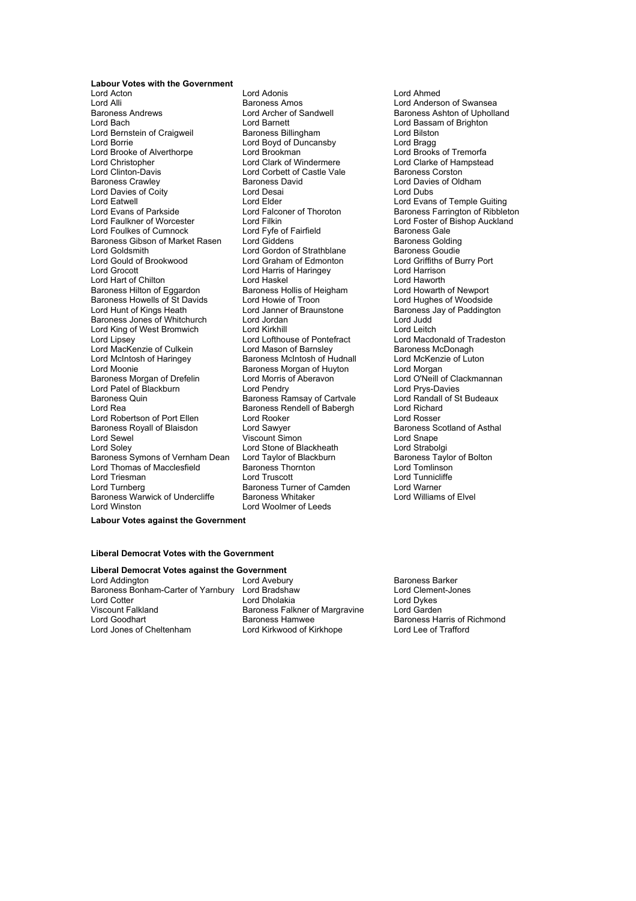**Labour Votes with the Government**

Lord Acton
Lord Alli
Baroness Andrews
Lord Bach
Lord Bernstein of Craigweil
Lord Borrie
Lord Brooke of Alverthorpe
Lord Christopher
Lord Clinton-Davis
Baroness Crawley
Lord Davies of Coity
Lord Eatwell
Lord Evans of Parkside
Lord Faulkner of Worcester
Lord Foulkes of Cumnock
Baroness Gibson of Market Rasen
Lord Goldsmith
Lord Gould of Brookwood
Lord Grocott
Lord Hart of Chilton
Baroness Hilton of Eggardon
Baroness Howells of St Davids
Lord Hunt of Kings Heath
Baroness Jones of Whitchurch
Lord King of West Bromwich
Lord Lipsey
Lord MacKenzie of Culkein
Lord McIntosh of Haringey
Lord Moonie
Baroness Morgan of Drefelin
Lord Patel of Blackburn
Baroness Quin
Lord Rea
Lord Robertson of Port Ellen
Baroness Royall of Blaisdon
Lord Sewel
Lord Soley
Baroness Symons of Vernham Dean
Lord Thomas of Macclesfield
Lord Triesman
Lord Turnberg
Baroness Warwick of Undercliffe
Lord Winston
Lord Adonis
Baroness Amos
Lord Archer of Sandwell
Lord Barnett
Baroness Billingham
Lord Boyd of Duncansby
Lord Brookman
Lord Clark of Windermere
Lord Corbett of Castle Vale
Baroness David
Lord Desai
Lord Elder
Lord Falconer of Thoroton
Lord Filkin
Lord Fyfe of Fairfield
Lord Giddens
Lord Gordon of Strathblane
Lord Graham of Edmonton
Lord Harris of Haringey
Lord Haskel
Baroness Hollis of Heigham
Lord Howie of Troon
Lord Janner of Braunstone
Lord Jordan
Lord Kirkhill
Lord Lofthouse of Pontefract
Lord Mason of Barnsley
Baroness McIntosh of Hudnall
Baroness Morgan of Huyton
Lord Morris of Aberavon
Lord Pendry
Baroness Ramsay of Cartvale
Baroness Rendell of Babergh
Lord Rooker
Lord Sawyer
Viscount Simon
Lord Stone of Blackheath
Lord Taylor of Blackburn
Baroness Thornton
Lord Truscott
Baroness Turner of Camden
Baroness Whitaker
Lord Woolmer of Leeds
Lord Ahmed
Lord Anderson of Swansea
Baroness Ashton of Upholland
Lord Bassam of Brighton
Lord Bilston
Lord Bragg
Lord Brooks of Tremorfa
Lord Clarke of Hampstead
Baroness Corston
Lord Davies of Oldham
Lord Dubs
Lord Evans of Temple Guiting
Baroness Farrington of Ribbleton
Lord Foster of Bishop Auckland
Baroness Gale
Baroness Golding
Baroness Goudie
Lord Griffiths of Burry Port
Lord Harrison
Lord Haworth
Lord Howarth of Newport
Lord Hughes of Woodside
Baroness Jay of Paddington
Lord Judd
Lord Leitch
Lord Macdonald of Tradeston
Baroness McDonagh
Lord McKenzie of Luton
Lord Morgan
Lord O'Neill of Clackmannan
Lord Prys-Davies
Lord Randall of St Budeaux
Lord Richard
Lord Rosser
Baroness Scotland of Asthal
Lord Snape
Lord Strabolgi
Baroness Taylor of Bolton
Lord Tomlinson
Lord Tunnicliffe
Lord Warner
Lord Williams of Elvel

**Labour Votes against the Government**

**Liberal Democrat Votes with the Government**

**Liberal Democrat Votes against the Government**

Lord Addington
Baroness Bonham-Carter of Yarnbury
Lord Cotter
Viscount Falkland
Lord Goodhart
Lord Jones of Cheltenham
Lord Avebury
Lord Bradshaw
Lord Dholakia
Baroness Falkner of Margravine
Baroness Hamwee
Lord Kirkwood of Kirkhope
Baroness Barker
Lord Clement-Jones
Lord Dykes
Lord Garden
Baroness Harris of Richmond
Lord Lee of Trafford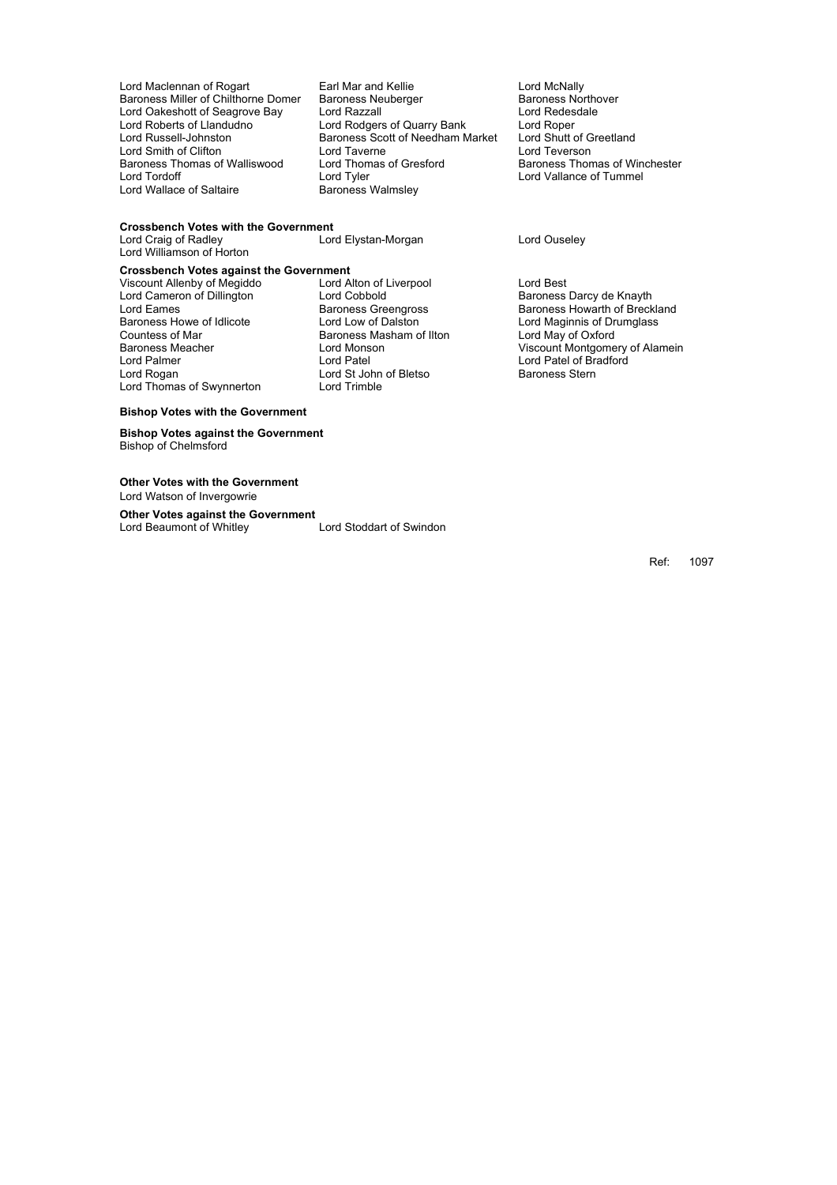Lord Maclennan of Rogart
Earl Mar and Kellie
Lord McNally
Baroness Miller of Chilthorne Domer
Baroness Neuberger
Baroness Northover
Lord Oakeshott of Seagrove Bay
Lord Razzall
Lord Redesdale
Lord Roberts of Llandudno
Lord Rodgers of Quarry Bank
Lord Roper
Lord Russell-Johnston
Baroness Scott of Needham Market
Lord Shutt of Greetland
Lord Smith of Clifton
Lord Taverne
Lord Teverson
Baroness Thomas of Walliswood
Lord Thomas of Gresford
Baroness Thomas of Winchester
Lord Tordoff
Lord Tyler
Lord Vallance of Tummel
Lord Wallace of Saltaire
Baroness Walmsley

**Crossbench Votes with the Government**

Lord Craig of Radley
Lord Elystan-Morgan
Lord Ouseley
Lord Williamson of Horton

**Crossbench Votes against the Government**

Viscount Allenby of Megiddo
Lord Alton of Liverpool
Lord Best
Lord Cameron of Dillington
Lord Cobbold
Baroness Darcy de Knayth
Lord Eames
Baroness Greengross
Baroness Howarth of Breckland
Baroness Howe of Idlicote
Lord Low of Dalston
Lord Maginnis of Drumglass
Countess of Mar
Baroness Masham of Ilton
Lord May of Oxford
Baroness Meacher
Lord Monson
Viscount Montgomery of Alamein
Lord Palmer
Lord Patel
Lord Patel of Bradford
Lord Rogan
Lord St John of Bletso
Baroness Stern
Lord Thomas of Swynnerton
Lord Trimble

**Bishop Votes with the Government**

**Bishop Votes against the Government**

Bishop of Chelmsford

**Other Votes with the Government**

Lord Watson of Invergowrie

**Other Votes against the Government**

Lord Beaumont of Whitley
Lord Stoddart of Swindon

Ref: 1097